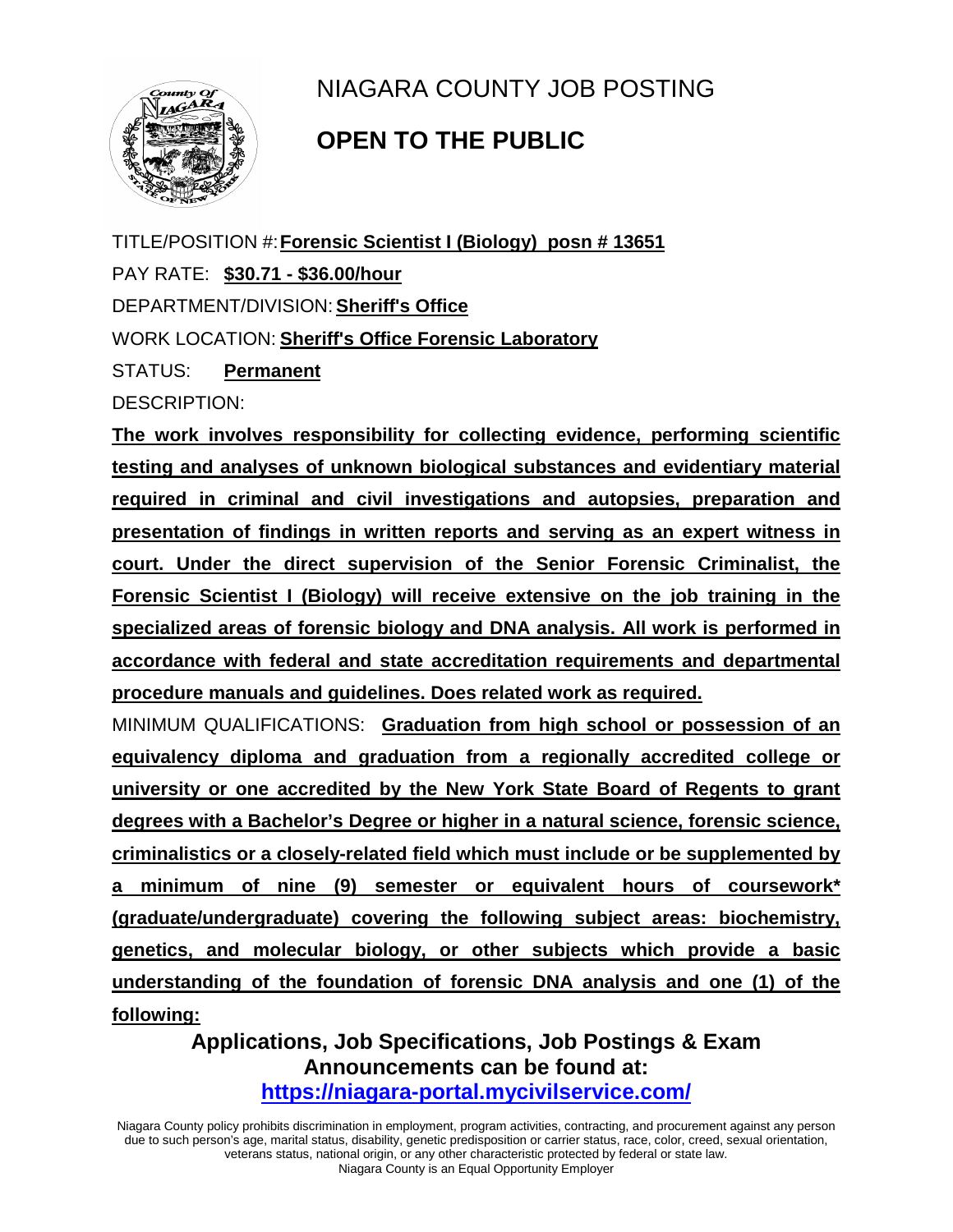# NIAGARA COUNTY JOB POSTING

## OPEN TO THE PUBLIC

TITLE/POSITION #: **Forensic Scientist I (Biology) posn # 13651**

PAY RATE: **$30.71 - $36.00/hour**

DEPARTMENT/DIVISION: **Sheriff's Office**

WORK LOCATION: **Sheriff's Office Forensic Laboratory**

STATUS: **Permanent**

DESCRIPTION:

**The work involves responsibility for collecting evidence, performing scientific testing and analyses of unknown biological substances and evidentiary material required in criminal and civil investigations and autopsies, preparation and presentation of findings in written reports and serving as an expert witness in court. Under the direct supervision of the Senior Forensic Criminalist, the Forensic Scientist I (Biology) will receive extensive on the job training in the specialized areas of forensic biology and DNA analysis. All work is performed in accordance with federal and state accreditation requirements and departmental procedure manuals and guidelines. Does related work as required.**

MINIMUM QUALIFICATIONS: **Graduation from high school or possession of an equivalency diploma and graduation from a regionally accredited college or university or one accredited by the New York State Board of Regents to grant degrees with a Bachelor's Degree or higher in a natural science, forensic science, criminalistics or a closely-related field which must include or be supplemented by a minimum of nine (9) semester or equivalent hours of coursework* (graduate/undergraduate) covering the following subject areas: biochemistry, genetics, and molecular biology, or other subjects which provide a basic understanding of the foundation of forensic DNA analysis and one (1) of the following:**

**Applications, Job Specifications, Job Postings & Exam Announcements can be found at:**
**https://niagara-portal.mycivilservice.com/**

Niagara County policy prohibits discrimination in employment, program activities, contracting, and procurement against any person due to such person's age, marital status, disability, genetic predisposition or carrier status, race, color, creed, sexual orientation, veterans status, national origin, or any other characteristic protected by federal or state law.
Niagara County is an Equal Opportunity Employer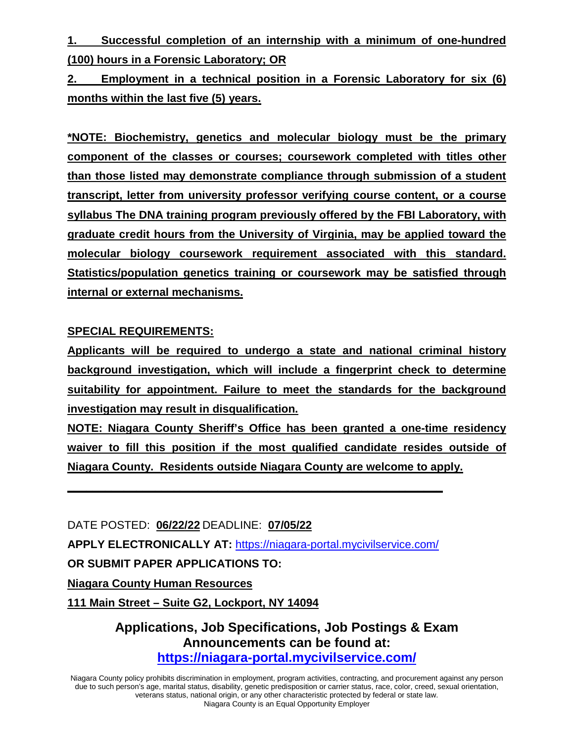**1. Successful completion of an internship with a minimum of one-hundred (100) hours in a Forensic Laboratory; OR**

**2. Employment in a technical position in a Forensic Laboratory for six (6) months within the last five (5) years.**

***NOTE: Biochemistry, genetics and molecular biology must be the primary component of the classes or courses; coursework completed with titles other than those listed may demonstrate compliance through submission of a student transcript, letter from university professor verifying course content, or a course syllabus The DNA training program previously offered by the FBI Laboratory, with graduate credit hours from the University of Virginia, may be applied toward the molecular biology coursework requirement associated with this standard. Statistics/population genetics training or coursework may be satisfied through internal or external mechanisms.**

**SPECIAL REQUIREMENTS:**

**Applicants will be required to undergo a state and national criminal history background investigation, which will include a fingerprint check to determine suitability for appointment. Failure to meet the standards for the background investigation may result in disqualification.**

**NOTE: Niagara County Sheriff's Office has been granted a one-time residency waiver to fill this position if the most qualified candidate resides outside of Niagara County. Residents outside Niagara County are welcome to apply.**

---

DATE POSTED: **06/22/22** DEADLINE: **07/05/22**

**APPLY ELECTRONICALLY AT:** https://niagara-portal.mycivilservice.com/

**OR SUBMIT PAPER APPLICATIONS TO:**

**Niagara County Human Resources**

**111 Main Street – Suite G2, Lockport, NY 14094**

**Applications, Job Specifications, Job Postings & Exam Announcements can be found at:**
**https://niagara-portal.mycivilservice.com/**

Niagara County policy prohibits discrimination in employment, program activities, contracting, and procurement against any person due to such person's age, marital status, disability, genetic predisposition or carrier status, race, color, creed, sexual orientation, veterans status, national origin, or any other characteristic protected by federal or state law.
Niagara County is an Equal Opportunity Employer